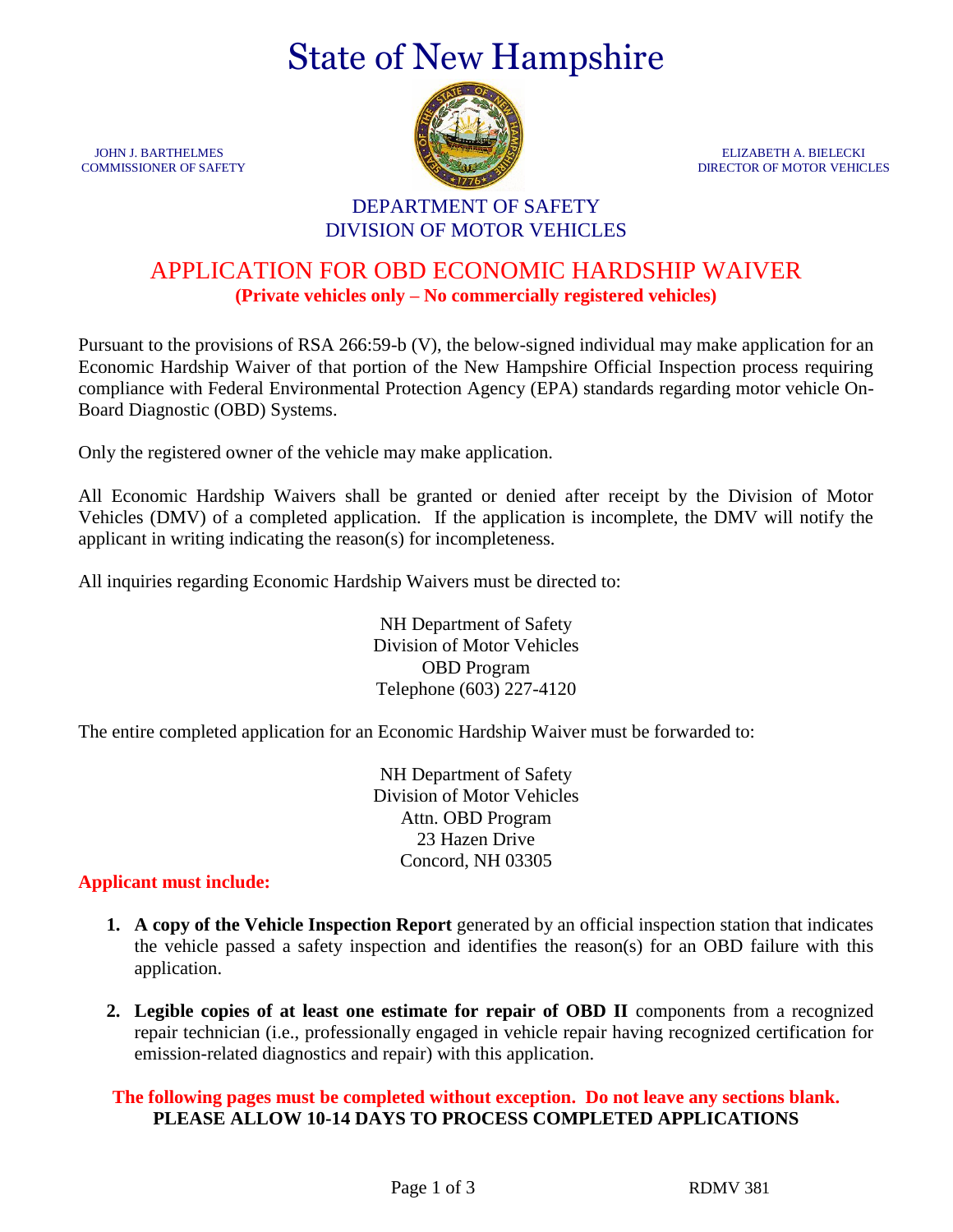# State of New Hampshire

JOHN J. BARTHELMES
COMMISSIONER OF SAFETY

ELIZABETH A. BIELECKI
DIRECTOR OF MOTOR VEHICLES

DEPARTMENT OF SAFETY
DIVISION OF MOTOR VEHICLES

## APPLICATION FOR OBD ECONOMIC HARDSHIP WAIVER

**(Private vehicles only – No commercially registered vehicles)**

Pursuant to the provisions of RSA 266:59-b (V), the below-signed individual may make application for an Economic Hardship Waiver of that portion of the New Hampshire Official Inspection process requiring compliance with Federal Environmental Protection Agency (EPA) standards regarding motor vehicle On-Board Diagnostic (OBD) Systems.

Only the registered owner of the vehicle may make application.

All Economic Hardship Waivers shall be granted or denied after receipt by the Division of Motor Vehicles (DMV) of a completed application. If the application is incomplete, the DMV will notify the applicant in writing indicating the reason(s) for incompleteness.

All inquiries regarding Economic Hardship Waivers must be directed to:

NH Department of Safety
Division of Motor Vehicles
OBD Program
Telephone (603) 227-4120

The entire completed application for an Economic Hardship Waiver must be forwarded to:

NH Department of Safety
Division of Motor Vehicles
Attn. OBD Program
23 Hazen Drive
Concord, NH 03305

**Applicant must include:**

1. **A copy of the Vehicle Inspection Report** generated by an official inspection station that indicates the vehicle passed a safety inspection and identifies the reason(s) for an OBD failure with this application.

2. **Legible copies of at least one estimate for repair of OBD II** components from a recognized repair technician (i.e., professionally engaged in vehicle repair having recognized certification for emission-related diagnostics and repair) with this application.

**The following pages must be completed without exception. Do not leave any sections blank.**
**PLEASE ALLOW 10-14 DAYS TO PROCESS COMPLETED APPLICATIONS**

RDMV 381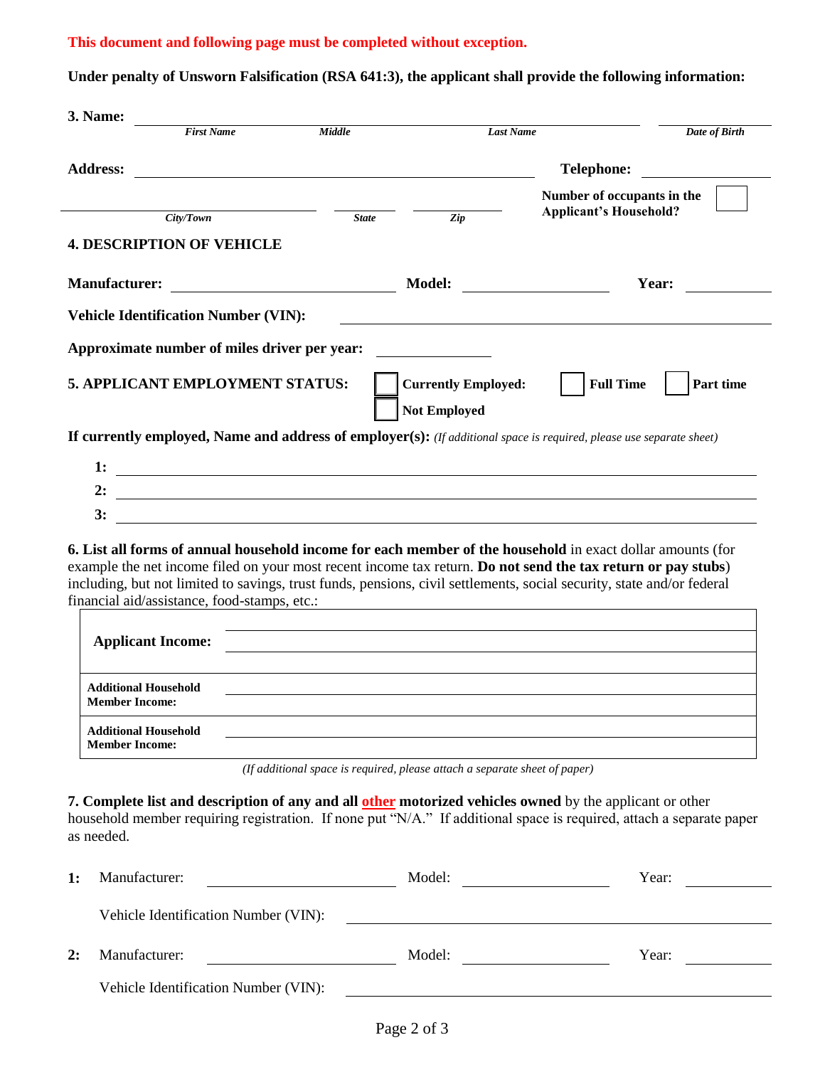**This document and following page must be completed without exception.**

**Under penalty of Unsworn Falsification (RSA 641:3), the applicant shall provide the following information:**

**3. Name:** \_\_\_\_\_\_\_\_\_\_\_\_\_\_\_\_\_\_\_\_\_\_\_\_\_\_\_\_\_\_\_\_\_\_\_\_\_\_\_\_\_\_\_\_ \_\_\_\_\_\_\_\_\_\_\_\_

*First Name* *Middle* *Last Name* *Date of Birth*

**Address:** \_\_\_\_\_\_\_\_\_\_\_\_\_\_\_\_\_\_\_\_\_\_\_\_\_\_\_\_\_\_ **Telephone:** \_\_\_\_\_\_\_\_\_\_\_\_

\_\_\_\_\_\_\_\_\_\_\_\_\_\_\_\_ \_\_\_\_\_\_ \_\_\_\_\_\_\_\_ **Number of occupants in the Applicant's Household?** ☐

*City/Town* *State* *Zip*

**4. DESCRIPTION OF VEHICLE**

**Manufacturer:** \_\_\_\_\_\_\_\_\_\_\_\_\_\_\_\_ **Model:** \_\_\_\_\_\_\_\_\_\_\_\_ **Year:** \_\_\_\_\_\_\_\_

**Vehicle Identification Number (VIN):** \_\_\_\_\_\_\_\_\_\_\_\_\_\_\_\_\_\_\_\_\_\_\_\_\_\_\_\_\_\_

**Approximate number of miles driver per year:** \_\_\_\_\_\_\_\_\_\_

**5. APPLICANT EMPLOYMENT STATUS:** ☐ **Currently Employed:** ☐ **Full Time** ☐ **Part time**

☐ **Not Employed**

**If currently employed, Name and address of employer(s):** *(If additional space is required, please use separate sheet)*

**1:** \_\_\_\_\_\_\_\_\_\_\_\_\_\_\_\_\_\_\_\_\_\_\_\_\_\_\_\_\_\_\_\_\_\_\_\_\_\_\_\_\_\_\_\_\_\_\_\_

**2:** \_\_\_\_\_\_\_\_\_\_\_\_\_\_\_\_\_\_\_\_\_\_\_\_\_\_\_\_\_\_\_\_\_\_\_\_\_\_\_\_\_\_\_\_\_\_\_\_

**3:** \_\_\_\_\_\_\_\_\_\_\_\_\_\_\_\_\_\_\_\_\_\_\_\_\_\_\_\_\_\_\_\_\_\_\_\_\_\_\_\_\_\_\_\_\_\_\_\_

**6. List all forms of annual household income for each member of the household** in exact dollar amounts (for example the net income filed on your most recent income tax return. **Do not send the tax return or pay stubs**) including, but not limited to savings, trust funds, pensions, civil settlements, social security, state and/or federal financial aid/assistance, food-stamps, etc.:

| | |
|---|---|
| **Applicant Income:** | |
| **Additional Household Member Income:** | |
| **Additional Household Member Income:** | |

*(If additional space is required, please attach a separate sheet of paper)*

**7. Complete list and description of any and all other motorized vehicles owned** by the applicant or other household member requiring registration. If none put "N/A." If additional space is required, attach a separate paper as needed.

**1:** Manufacturer: \_\_\_\_\_\_\_\_\_\_\_\_\_\_\_\_ Model: \_\_\_\_\_\_\_\_\_\_\_\_ Year: \_\_\_\_\_\_\_\_

Vehicle Identification Number (VIN): \_\_\_\_\_\_\_\_\_\_\_\_\_\_\_\_\_\_\_\_\_\_\_\_\_\_\_\_\_\_

**2:** Manufacturer: \_\_\_\_\_\_\_\_\_\_\_\_\_\_\_\_ Model: \_\_\_\_\_\_\_\_\_\_\_\_ Year: \_\_\_\_\_\_\_\_

Vehicle Identification Number (VIN): \_\_\_\_\_\_\_\_\_\_\_\_\_\_\_\_\_\_\_\_\_\_\_\_\_\_\_\_\_\_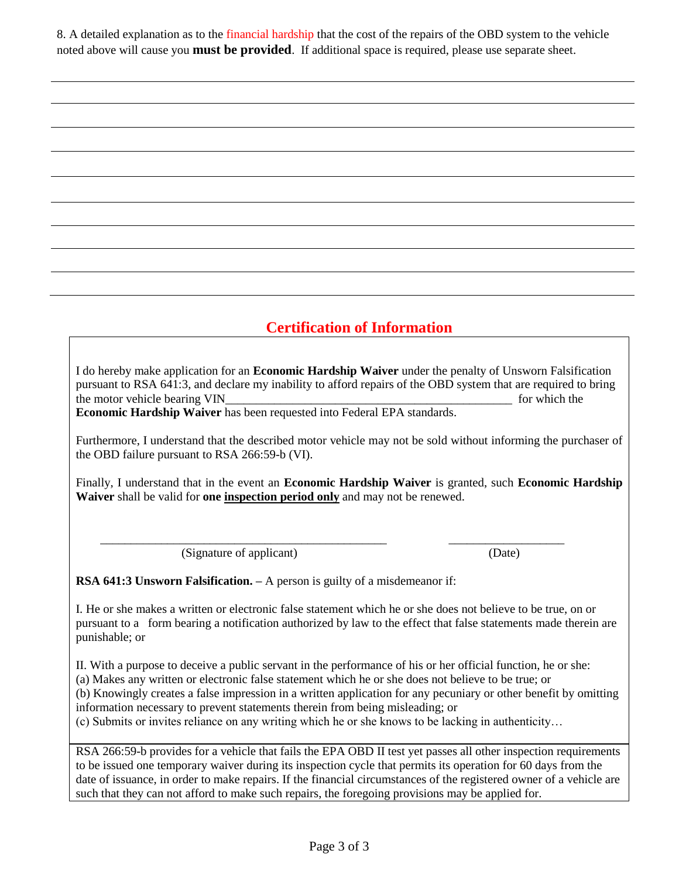8. A detailed explanation as to the financial hardship that the cost of the repairs of the OBD system to the vehicle noted above will cause you **must be provided**. If additional space is required, please use separate sheet.

________________________________________________________________________________

________________________________________________________________________________

________________________________________________________________________________

________________________________________________________________________________

________________________________________________________________________________

________________________________________________________________________________

________________________________________________________________________________

________________________________________________________________________________

________________________________________________________________________________

## Certification of Information

I do hereby make application for an **Economic Hardship Waiver** under the penalty of Unsworn Falsification pursuant to RSA 641:3, and declare my inability to afford repairs of the OBD system that are required to bring the motor vehicle bearing VIN_______________________________________________ for which the **Economic Hardship Waiver** has been requested into Federal EPA standards.

Furthermore, I understand that the described motor vehicle may not be sold without informing the purchaser of the OBD failure pursuant to RSA 266:59-b (VI).

Finally, I understand that in the event an **Economic Hardship Waiver** is granted, such **Economic Hardship Waiver** shall be valid for **one inspection period only** and may not be renewed.

_______________________________________________ ___________________

(Signature of applicant) (Date)

**RSA 641:3 Unsworn Falsification. –** A person is guilty of a misdemeanor if:

I. He or she makes a written or electronic false statement which he or she does not believe to be true, on or pursuant to a form bearing a notification authorized by law to the effect that false statements made therein are punishable; or

II. With a purpose to deceive a public servant in the performance of his or her official function, he or she:
(a) Makes any written or electronic false statement which he or she does not believe to be true; or
(b) Knowingly creates a false impression in a written application for any pecuniary or other benefit by omitting information necessary to prevent statements therein from being misleading; or
(c) Submits or invites reliance on any writing which he or she knows to be lacking in authenticity…

RSA 266:59-b provides for a vehicle that fails the EPA OBD II test yet passes all other inspection requirements to be issued one temporary waiver during its inspection cycle that permits its operation for 60 days from the date of issuance, in order to make repairs. If the financial circumstances of the registered owner of a vehicle are such that they can not afford to make such repairs, the foregoing provisions may be applied for.